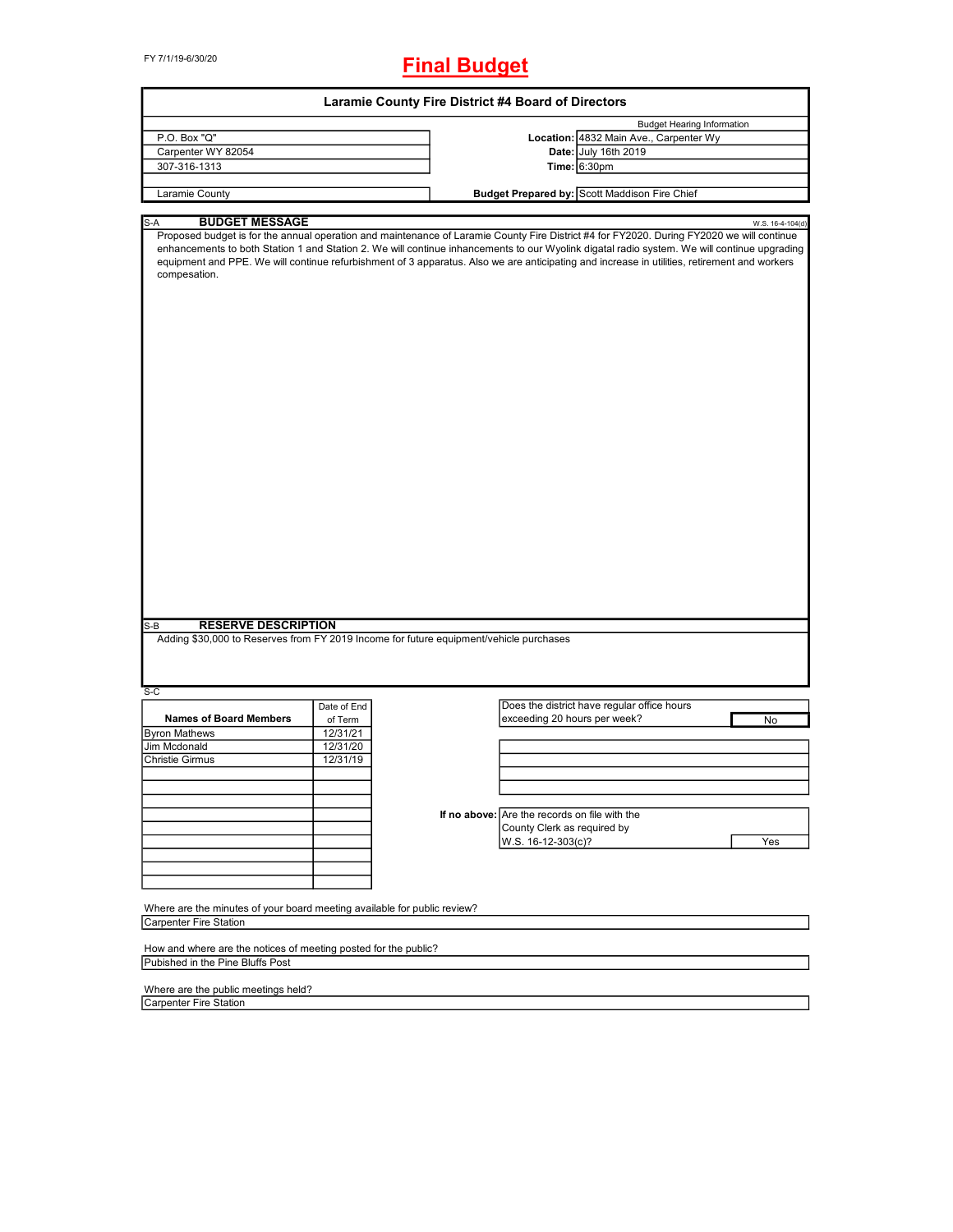FY 7/1/19-6/30/20

# Final Budget

## Laramie County Fire District #4 Board of Directors

| | | |
|---|---|---|
| P.O. Box "Q" | | **Budget Hearing Information** |
| Carpenter WY 82054 | **Location:** | 4832 Main Ave., Carpenter Wy |
| 307-316-1313 | **Date:** | July 16th 2019 |
| | **Time:** | 6:30pm |
| Laramie County | **Budget Prepared by:** | Scott Maddison Fire Chief |

S-A **BUDGET MESSAGE** W.S. 16-4-104(d)

Proposed budget is for the annual operation and maintenance of Laramie County Fire District #4 for FY2020. During FY2020 we will continue enhancements to both Station 1 and Station 2. We will continue inhancements to our Wyolink digatal radio system. We will continue upgrading equipment and PPE. We will continue refurbishment of 3 apparatus. Also we are anticipating and increase in utilities, retirement and workers compesation.

S-B **RESERVE DESCRIPTION**

Adding $30,000 to Reserves from FY 2019 Income for future equipment/vehicle purchases

S-C

| Names of Board Members | Date of End of Term |
|---|---|
| Byron Mathews | 12/31/21 |
| Jim Mcdonald | 12/31/20 |
| Christie Girmus | 12/31/19 |

| | |
|---|---|
| Does the district have regular office hours exceeding 20 hours per week? | No |
| **If no above:** Are the records on file with the County Clerk as required by W.S. 16-12-303(c)? | Yes |

Where are the minutes of your board meeting available for public review?

Carpenter Fire Station

How and where are the notices of meeting posted for the public?

Pubished in the Pine Bluffs Post

Where are the public meetings held?

Carpenter Fire Station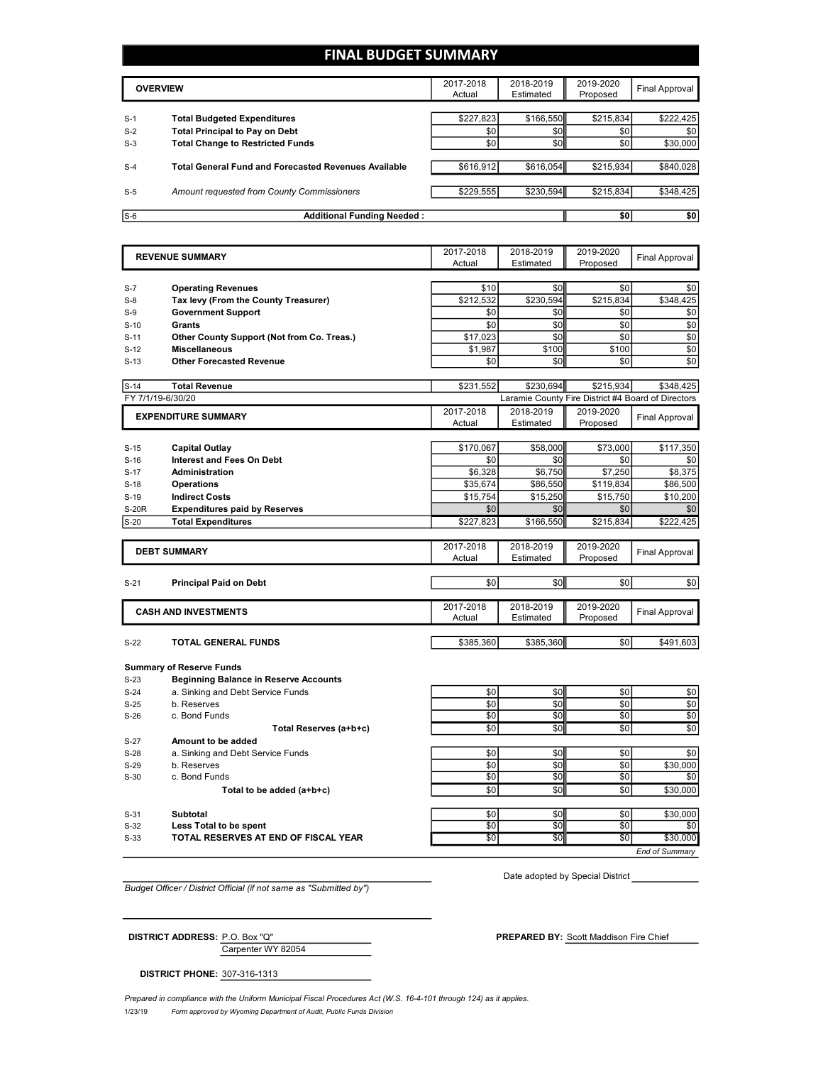# FINAL BUDGET SUMMARY

| | OVERVIEW | 2017-2018 Actual | 2018-2019 Estimated | 2019-2020 Proposed | Final Approval |
|---|---|---|---|---|---|
| S-1 | **Total Budgeted Expenditures** | $227,823 | $166,550 | $215,834 | $222,425 |
| S-2 | **Total Principal to Pay on Debt** | $0 | $0 | $0 | $0 |
| S-3 | **Total Change to Restricted Funds** | $0 | $0 | $0 | $30,000 |
| S-4 | **Total General Fund and Forecasted Revenues Available** | $616,912 | $616,054 | $215,934 | $840,028 |
| S-5 | *Amount requested from County Commissioners* | $229,555 | $230,594 | $215,834 | $348,425 |
| S-6 | **Additional Funding Needed :** | | | $0 | $0 |

| | REVENUE SUMMARY | 2017-2018 Actual | 2018-2019 Estimated | 2019-2020 Proposed | Final Approval |
|---|---|---|---|---|---|
| S-7 | **Operating Revenues** | $10 | $0 | $0 | $0 |
| S-8 | **Tax levy (From the County Treasurer)** | $212,532 | $230,594 | $215,834 | $348,425 |
| S-9 | **Government Support** | $0 | $0 | $0 | $0 |
| S-10 | **Grants** | $0 | $0 | $0 | $0 |
| S-11 | **Other County Support (Not from Co. Treas.)** | $17,023 | $0 | $0 | $0 |
| S-12 | **Miscellaneous** | $1,987 | $100 | $100 | $0 |
| S-13 | **Other Forecasted Revenue** | $0 | $0 | $0 | $0 |
| S-14 | **Total Revenue** | $231,552 | $230,694 | $215,934 | $348,425 |

FY 7/1/19-6/30/20 — Laramie County Fire District #4 Board of Directors

| | EXPENDITURE SUMMARY | 2017-2018 Actual | 2018-2019 Estimated | 2019-2020 Proposed | Final Approval |
|---|---|---|---|---|---|
| S-15 | **Capital Outlay** | $170,067 | $58,000 | $73,000 | $117,350 |
| S-16 | **Interest and Fees On Debt** | $0 | $0 | $0 | $0 |
| S-17 | **Administration** | $6,328 | $6,750 | $7,250 | $8,375 |
| S-18 | **Operations** | $35,674 | $86,550 | $119,834 | $86,500 |
| S-19 | **Indirect Costs** | $15,754 | $15,250 | $15,750 | $10,200 |
| S-20R | **Expenditures paid by Reserves** | $0 | $0 | $0 | $0 |
| S-20 | **Total Expenditures** | $227,823 | $166,550 | $215,834 | $222,425 |

| | DEBT SUMMARY | 2017-2018 Actual | 2018-2019 Estimated | 2019-2020 Proposed | Final Approval |
|---|---|---|---|---|---|
| S-21 | **Principal Paid on Debt** | $0 | $0 | $0 | $0 |

| | CASH AND INVESTMENTS | 2017-2018 Actual | 2018-2019 Estimated | 2019-2020 Proposed | Final Approval |
|---|---|---|---|---|---|
| S-22 | **TOTAL GENERAL FUNDS** | $385,360 | $385,360 | $0 | $491,603 |
| | **Summary of Reserve Funds** | | | | |
| S-23 | **Beginning Balance in Reserve Accounts** | | | | |
| S-24 | a. Sinking and Debt Service Funds | $0 | $0 | $0 | $0 |
| S-25 | b. Reserves | $0 | $0 | $0 | $0 |
| S-26 | c. Bond Funds | $0 | $0 | $0 | $0 |
| | **Total Reserves (a+b+c)** | $0 | $0 | $0 | $0 |
| S-27 | **Amount to be added** | | | | |
| S-28 | a. Sinking and Debt Service Funds | $0 | $0 | $0 | $0 |
| S-29 | b. Reserves | $0 | $0 | $0 | $30,000 |
| S-30 | c. Bond Funds | $0 | $0 | $0 | $0 |
| | **Total to be added (a+b+c)** | $0 | $0 | $0 | $30,000 |
| S-31 | **Subtotal** | $0 | $0 | $0 | $30,000 |
| S-32 | **Less Total to be spent** | $0 | $0 | $0 | $0 |
| S-33 | **TOTAL RESERVES AT END OF FISCAL YEAR** | $0 | $0 | $0 | $30,000 |

*End of Summary*

*Budget Officer / District Official (if not same as "Submitted by")*

Date adopted by Special District

**DISTRICT ADDRESS:** P.O. Box "Q"
Carpenter WY 82054

**PREPARED BY:** Scott Maddison Fire Chief

**DISTRICT PHONE:** 307-316-1313

*Prepared in compliance with the Uniform Municipal Fiscal Procedures Act (W.S. 16-4-101 through 124) as it applies.*

1/23/19 *Form approved by Wyoming Department of Audit, Public Funds Division*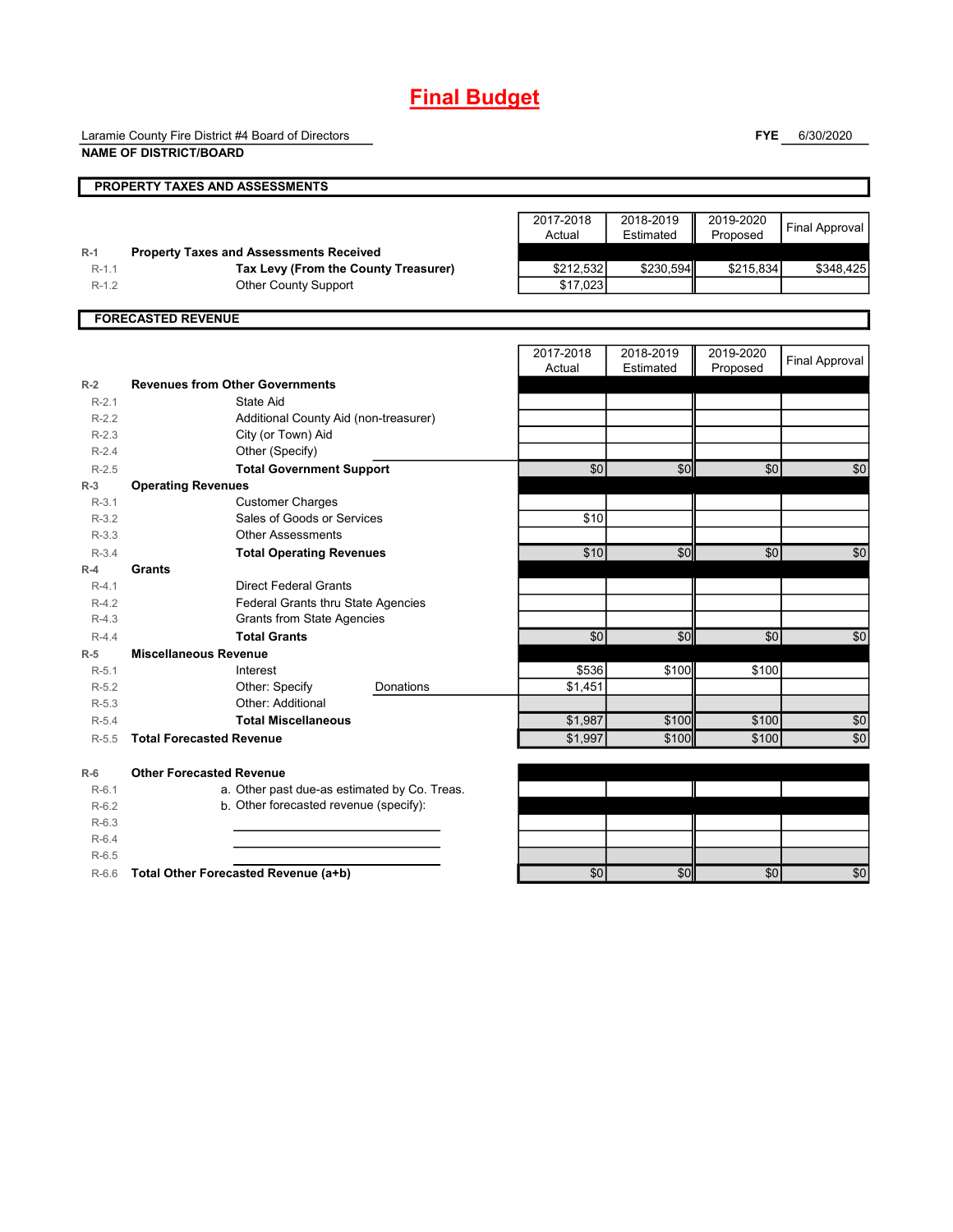# Final Budget

Laramie County Fire District #4 Board of Directors
**NAME OF DISTRICT/BOARD**

**FYE** 6/30/2020

## PROPERTY TAXES AND ASSESSMENTS

| | | 2017-2018 Actual | 2018-2019 Estimated | 2019-2020 Proposed | Final Approval |
|---|---|---|---|---|---|
| R-1 | **Property Taxes and Assessments Received** | | | | |
| R-1.1 | **Tax Levy (From the County Treasurer)** | $212,532 | $230,594 | $215,834 | $348,425 |
| R-1.2 | Other County Support | $17,023 | | | |

## FORECASTED REVENUE

| | | 2017-2018 Actual | 2018-2019 Estimated | 2019-2020 Proposed | Final Approval |
|---|---|---|---|---|---|
| R-2 | **Revenues from Other Governments** | | | | |
| R-2.1 | State Aid | | | | |
| R-2.2 | Additional County Aid (non-treasurer) | | | | |
| R-2.3 | City (or Town) Aid | | | | |
| R-2.4 | Other (Specify) | | | | |
| R-2.5 | **Total Government Support** | $0 | $0 | $0 | $0 |
| R-3 | **Operating Revenues** | | | | |
| R-3.1 | Customer Charges | | | | |
| R-3.2 | Sales of Goods or Services | $10 | | | |
| R-3.3 | Other Assessments | | | | |
| R-3.4 | **Total Operating Revenues** | $10 | $0 | $0 | $0 |
| R-4 | **Grants** | | | | |
| R-4.1 | Direct Federal Grants | | | | |
| R-4.2 | Federal Grants thru State Agencies | | | | |
| R-4.3 | Grants from State Agencies | | | | |
| R-4.4 | **Total Grants** | $0 | $0 | $0 | $0 |
| R-5 | **Miscellaneous Revenue** | | | | |
| R-5.1 | Interest | $536 | $100 | $100 | |
| R-5.2 | Other: Specify Donations | $1,451 | | | |
| R-5.3 | Other: Additional | | | | |
| R-5.4 | **Total Miscellaneous** | $1,987 | $100 | $100 | $0 |
| R-5.5 | **Total Forecasted Revenue** | $1,997 | $100 | $100 | $0 |
| R-6 | **Other Forecasted Revenue** | | | | |
| R-6.1 | a. Other past due-as estimated by Co. Treas. | | | | |
| R-6.2 | b. Other forecasted revenue (specify): | | | | |
| R-6.3 | | | | | |
| R-6.4 | | | | | |
| R-6.5 | | | | | |
| R-6.6 | **Total Other Forecasted Revenue (a+b)** | $0 | $0 | $0 | $0 |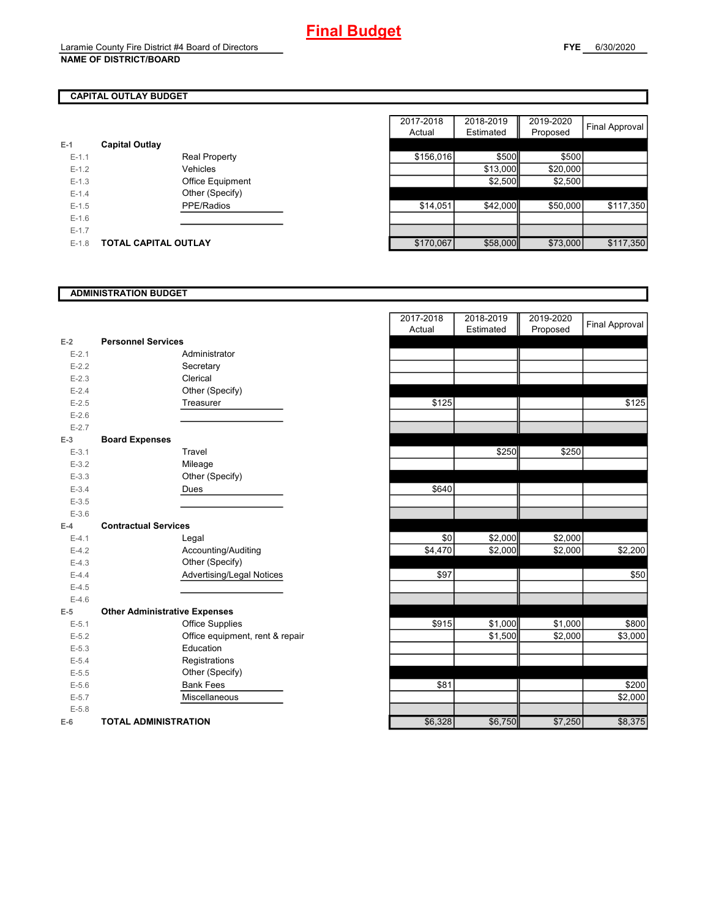# Final Budget

Laramie County Fire District #4 Board of Directors
**NAME OF DISTRICT/BOARD**

**FYE** 6/30/2020

## CAPITAL OUTLAY BUDGET

| | | | 2017-2018 Actual | 2018-2019 Estimated | 2019-2020 Proposed | Final Approval |
|---|---|---|---|---|---|---|
| E-1 | **Capital Outlay** | | | | | |
| E-1.1 | | Real Property | $156,016 | $500 | $500 | |
| E-1.2 | | Vehicles | | $13,000 | $20,000 | |
| E-1.3 | | Office Equipment | | $2,500 | $2,500 | |
| E-1.4 | | Other (Specify) | | | | |
| E-1.5 | | PPE/Radios | $14,051 | $42,000 | $50,000 | $117,350 |
| E-1.6 | | | | | | |
| E-1.7 | | | | | | |
| E-1.8 | **TOTAL CAPITAL OUTLAY** | | $170,067 | $58,000 | $73,000 | $117,350 |

## ADMINISTRATION BUDGET

| | | | 2017-2018 Actual | 2018-2019 Estimated | 2019-2020 Proposed | Final Approval |
|---|---|---|---|---|---|---|
| E-2 | **Personnel Services** | | | | | |
| E-2.1 | | Administrator | | | | |
| E-2.2 | | Secretary | | | | |
| E-2.3 | | Clerical | | | | |
| E-2.4 | | Other (Specify) | | | | |
| E-2.5 | | Treasurer | $125 | | | $125 |
| E-2.6 | | | | | | |
| E-2.7 | | | | | | |
| E-3 | **Board Expenses** | | | | | |
| E-3.1 | | Travel | | $250 | $250 | |
| E-3.2 | | Mileage | | | | |
| E-3.3 | | Other (Specify) | | | | |
| E-3.4 | | Dues | $640 | | | |
| E-3.5 | | | | | | |
| E-3.6 | | | | | | |
| E-4 | **Contractual Services** | | | | | |
| E-4.1 | | Legal | $0 | $2,000 | $2,000 | |
| E-4.2 | | Accounting/Auditing | $4,470 | $2,000 | $2,000 | $2,200 |
| E-4.3 | | Other (Specify) | | | | |
| E-4.4 | | Advertising/Legal Notices | $97 | | | $50 |
| E-4.5 | | | | | | |
| E-4.6 | | | | | | |
| E-5 | **Other Administrative Expenses** | | | | | |
| E-5.1 | | Office Supplies | $915 | $1,000 | $1,000 | $800 |
| E-5.2 | | Office equipment, rent & repair | | $1,500 | $2,000 | $3,000 |
| E-5.3 | | Education | | | | |
| E-5.4 | | Registrations | | | | |
| E-5.5 | | Other (Specify) | | | | |
| E-5.6 | | Bank Fees | $81 | | | $200 |
| E-5.7 | | Miscellaneous | | | | $2,000 |
| E-5.8 | | | | | | |
| E-6 | **TOTAL ADMINISTRATION** | | $6,328 | $6,750 | $7,250 | $8,375 |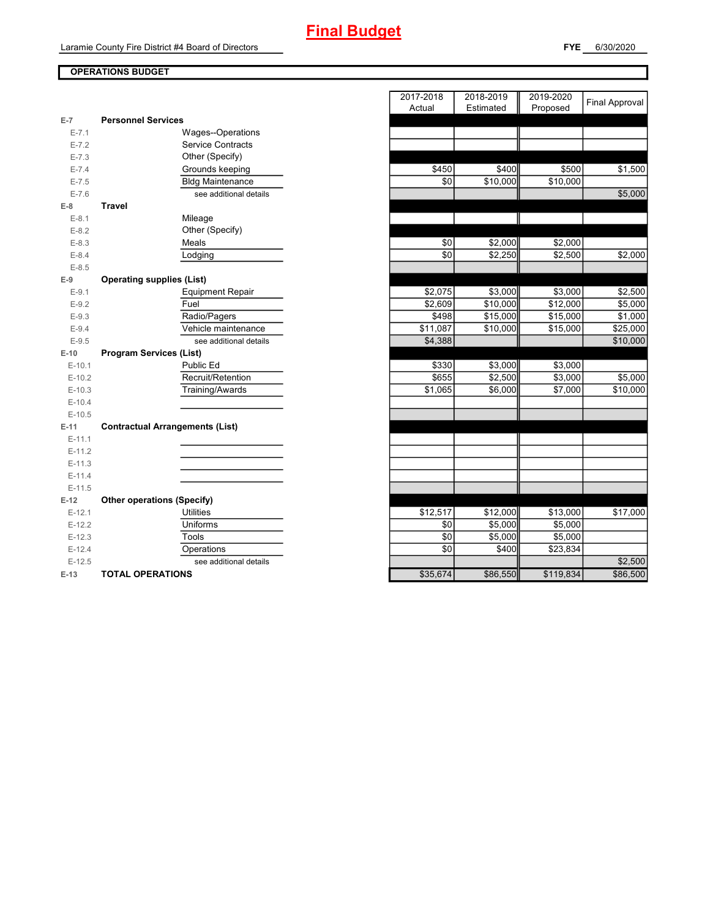# Final Budget

Laramie County Fire District #4 Board of Directors

**FYE** 6/30/2020

**OPERATIONS BUDGET**

| | | | 2017-2018 Actual | 2018-2019 Estimated | 2019-2020 Proposed | Final Approval |
|---|---|---|---|---|---|---|
| E-7 | **Personnel Services** | | | | | |
| E-7.1 | | Wages--Operations | | | | |
| E-7.2 | | Service Contracts | | | | |
| E-7.3 | | Other (Specify) | | | | |
| E-7.4 | | Grounds keeping | $450 | $400 | $500 | $1,500 |
| E-7.5 | | Bldg Maintenance | $0 | $10,000 | $10,000 | |
| E-7.6 | | see additional details | | | | $5,000 |
| E-8 | **Travel** | | | | | |
| E-8.1 | | Mileage | | | | |
| E-8.2 | | Other (Specify) | | | | |
| E-8.3 | | Meals | $0 | $2,000 | $2,000 | |
| E-8.4 | | Lodging | $0 | $2,250 | $2,500 | $2,000 |
| E-8.5 | | | | | | |
| E-9 | **Operating supplies (List)** | | | | | |
| E-9.1 | | Equipment Repair | $2,075 | $3,000 | $3,000 | $2,500 |
| E-9.2 | | Fuel | $2,609 | $10,000 | $12,000 | $5,000 |
| E-9.3 | | Radio/Pagers | $498 | $15,000 | $15,000 | $1,000 |
| E-9.4 | | Vehicle maintenance | $11,087 | $10,000 | $15,000 | $25,000 |
| E-9.5 | | see additional details | $4,388 | | | $10,000 |
| E-10 | **Program Services (List)** | | | | | |
| E-10.1 | | Public Ed | $330 | $3,000 | $3,000 | |
| E-10.2 | | Recruit/Retention | $655 | $2,500 | $3,000 | $5,000 |
| E-10.3 | | Training/Awards | $1,065 | $6,000 | $7,000 | $10,000 |
| E-10.4 | | | | | | |
| E-10.5 | | | | | | |
| E-11 | **Contractual Arrangements (List)** | | | | | |
| E-11.1 | | | | | | |
| E-11.2 | | | | | | |
| E-11.3 | | | | | | |
| E-11.4 | | | | | | |
| E-11.5 | | | | | | |
| E-12 | **Other operations (Specify)** | | | | | |
| E-12.1 | | Utilities | $12,517 | $12,000 | $13,000 | $17,000 |
| E-12.2 | | Uniforms | $0 | $5,000 | $5,000 | |
| E-12.3 | | Tools | $0 | $5,000 | $5,000 | |
| E-12.4 | | Operations | $0 | $400 | $23,834 | |
| E-12.5 | | see additional details | | | | $2,500 |
| E-13 | **TOTAL OPERATIONS** | | $35,674 | $86,550 | $119,834 | $86,500 |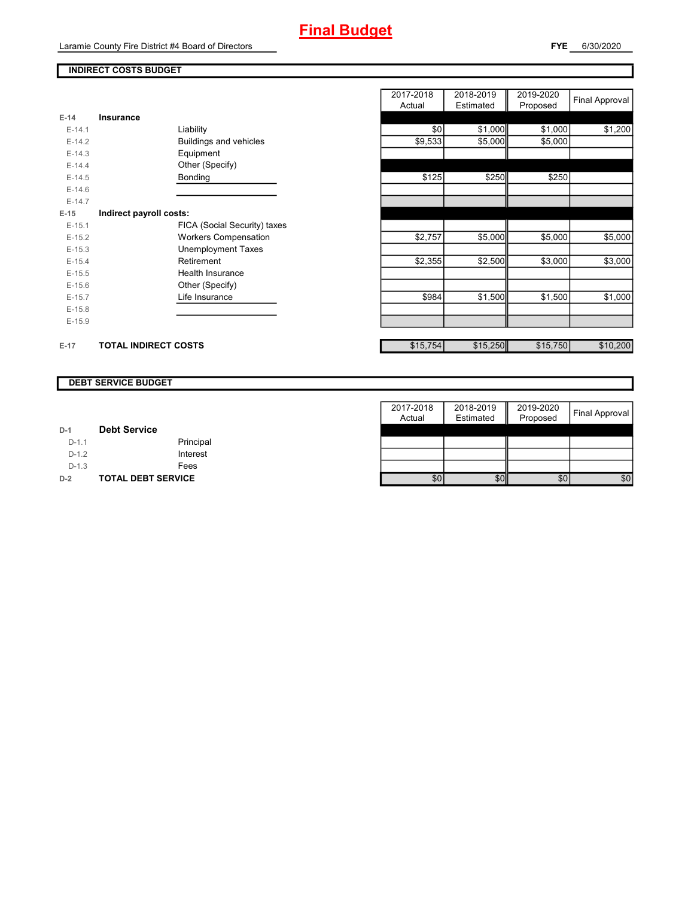# Final Budget

Laramie County Fire District #4 Board of Directors

**FYE** 6/30/2020

**INDIRECT COSTS BUDGET**

| | | | 2017-2018 Actual | 2018-2019 Estimated | 2019-2020 Proposed | Final Approval |
|---|---|---|---|---|---|---|
| E-14 | **Insurance** | | | | | |
| E-14.1 | | Liability | $0 | $1,000 | $1,000 | $1,200 |
| E-14.2 | | Buildings and vehicles | $9,533 | $5,000 | $5,000 | |
| E-14.3 | | Equipment | | | | |
| E-14.4 | | Other (Specify) | | | | |
| E-14.5 | | Bonding | $125 | $250 | $250 | |
| E-14.6 | | | | | | |
| E-14.7 | | | | | | |
| E-15 | **Indirect payroll costs:** | | | | | |
| E-15.1 | | FICA (Social Security) taxes | | | | |
| E-15.2 | | Workers Compensation | $2,757 | $5,000 | $5,000 | $5,000 |
| E-15.3 | | Unemployment Taxes | | | | |
| E-15.4 | | Retirement | $2,355 | $2,500 | $3,000 | $3,000 |
| E-15.5 | | Health Insurance | | | | |
| E-15.6 | | Other (Specify) | | | | |
| E-15.7 | | Life Insurance | $984 | $1,500 | $1,500 | $1,000 |
| E-15.8 | | | | | | |
| E-15.9 | | | | | | |
| E-17 | **TOTAL INDIRECT COSTS** | | $15,754 | $15,250 | $15,750 | $10,200 |

**DEBT SERVICE BUDGET**

| | | | 2017-2018 Actual | 2018-2019 Estimated | 2019-2020 Proposed | Final Approval |
|---|---|---|---|---|---|---|
| D-1 | **Debt Service** | | | | | |
| D-1.1 | | Principal | | | | |
| D-1.2 | | Interest | | | | |
| D-1.3 | | Fees | | | | |
| D-2 | **TOTAL DEBT SERVICE** | | $0 | $0 | $0 | $0 |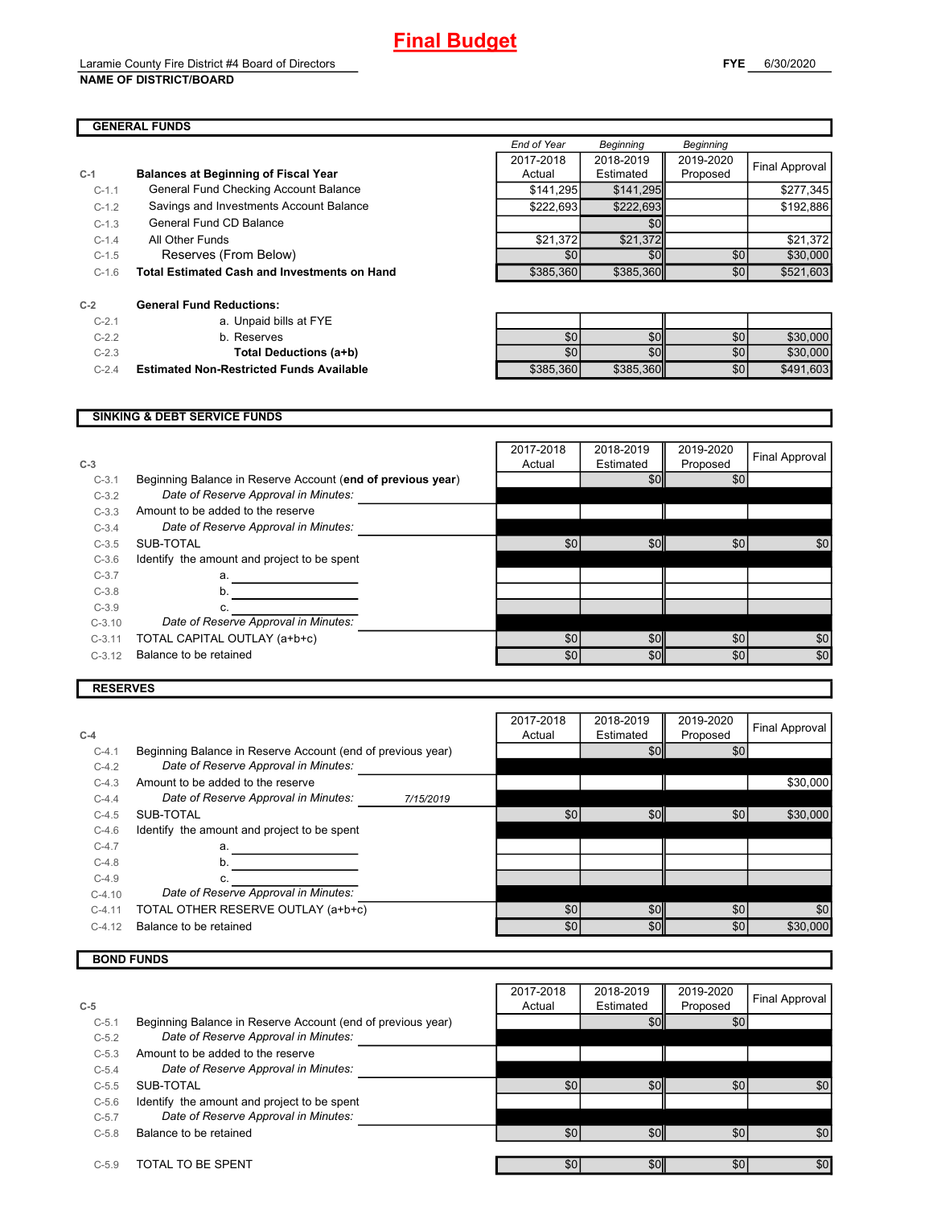# Final Budget

Laramie County Fire District #4 Board of Directors
**NAME OF DISTRICT/BOARD**

**FYE** 6/30/2020

## GENERAL FUNDS

| | | End of Year 2017-2018 Actual | Beginning 2018-2019 Estimated | Beginning 2019-2020 Proposed | Final Approval |
|---|---|---|---|---|---|
| **C-1** | **Balances at Beginning of Fiscal Year** | | | | |
| C-1.1 | General Fund Checking Account Balance | $141,295 | $141,295 | | $277,345 |
| C-1.2 | Savings and Investments Account Balance | $222,693 | $222,693 | | $192,886 |
| C-1.3 | General Fund CD Balance | | $0 | | |
| C-1.4 | All Other Funds | $21,372 | $21,372 | | $21,372 |
| C-1.5 | Reserves (From Below) | $0 | $0 | $0 | $30,000 |
| C-1.6 | **Total Estimated Cash and Investments on Hand** | $385,360 | $385,360 | $0 | $521,603 |
| **C-2** | **General Fund Reductions:** | | | | |
| C-2.1 | a. Unpaid bills at FYE | | | | |
| C-2.2 | b. Reserves | $0 | $0 | $0 | $30,000 |
| C-2.3 | **Total Deductions (a+b)** | $0 | $0 | $0 | $30,000 |
| C-2.4 | **Estimated Non-Restricted Funds Available** | $385,360 | $385,360 | $0 | $491,603 |

## SINKING & DEBT SERVICE FUNDS

| **C-3** | | 2017-2018 Actual | 2018-2019 Estimated | 2019-2020 Proposed | Final Approval |
|---|---|---|---|---|---|
| C-3.1 | Beginning Balance in Reserve Account (**end of previous year**) | | $0 | $0 | |
| C-3.2 | *Date of Reserve Approval in Minutes:* | | | | |
| C-3.3 | Amount to be added to the reserve | | | | |
| C-3.4 | *Date of Reserve Approval in Minutes:* | | | | |
| C-3.5 | SUB-TOTAL | $0 | $0 | $0 | $0 |
| C-3.6 | Identify the amount and project to be spent | | | | |
| C-3.7 | a. | | | | |
| C-3.8 | b. | | | | |
| C-3.9 | c. | | | | |
| C-3.10 | *Date of Reserve Approval in Minutes:* | | | | |
| C-3.11 | TOTAL CAPITAL OUTLAY (a+b+c) | $0 | $0 | $0 | $0 |
| C-3.12 | Balance to be retained | $0 | $0 | $0 | $0 |

## RESERVES

| **C-4** | | 2017-2018 Actual | 2018-2019 Estimated | 2019-2020 Proposed | Final Approval |
|---|---|---|---|---|---|
| C-4.1 | Beginning Balance in Reserve Account (end of previous year) | | $0 | $0 | |
| C-4.2 | *Date of Reserve Approval in Minutes:* | | | | |
| C-4.3 | Amount to be added to the reserve | | | | $30,000 |
| C-4.4 | *Date of Reserve Approval in Minutes:* 7/15/2019 | | | | |
| C-4.5 | SUB-TOTAL | $0 | $0 | $0 | $30,000 |
| C-4.6 | Identify the amount and project to be spent | | | | |
| C-4.7 | a. | | | | |
| C-4.8 | b. | | | | |
| C-4.9 | c. | | | | |
| C-4.10 | *Date of Reserve Approval in Minutes:* | | | | |
| C-4.11 | TOTAL OTHER RESERVE OUTLAY (a+b+c) | $0 | $0 | $0 | $0 |
| C-4.12 | Balance to be retained | $0 | $0 | $0 | $30,000 |

## BOND FUNDS

| **C-5** | | 2017-2018 Actual | 2018-2019 Estimated | 2019-2020 Proposed | Final Approval |
|---|---|---|---|---|---|
| C-5.1 | Beginning Balance in Reserve Account (end of previous year) | | $0 | $0 | |
| C-5.2 | *Date of Reserve Approval in Minutes:* | | | | |
| C-5.3 | Amount to be added to the reserve | | | | |
| C-5.4 | *Date of Reserve Approval in Minutes:* | | | | |
| C-5.5 | SUB-TOTAL | $0 | $0 | $0 | $0 |
| C-5.6 | Identify the amount and project to be spent | | | | |
| C-5.7 | *Date of Reserve Approval in Minutes:* | | | | |
| C-5.8 | Balance to be retained | $0 | $0 | $0 | $0 |
| C-5.9 | TOTAL TO BE SPENT | $0 | $0 | $0 | $0 |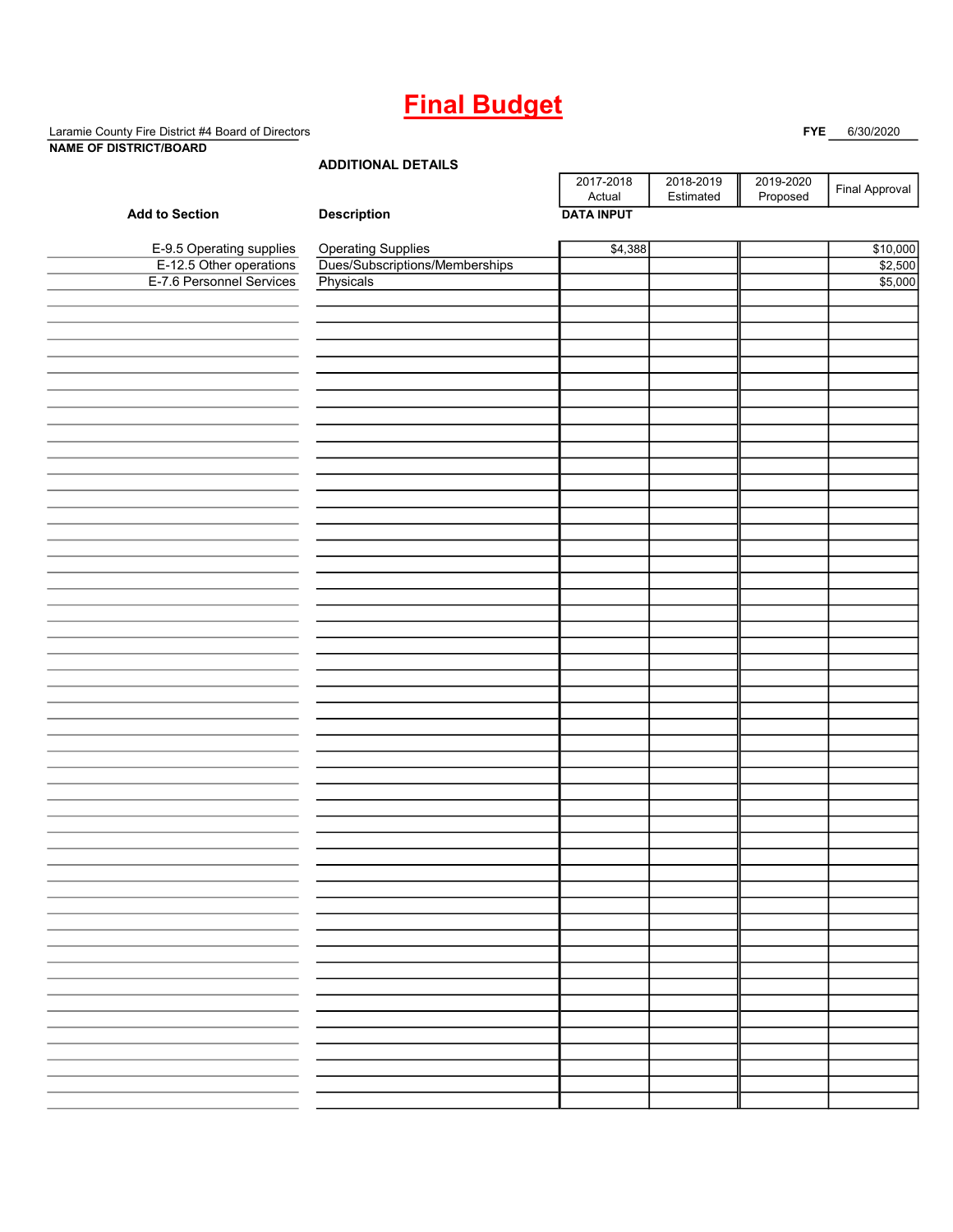# Final Budget

Laramie County Fire District #4 Board of Directors
**NAME OF DISTRICT/BOARD**

**FYE** 6/30/2020

**ADDITIONAL DETAILS**

| Add to Section | Description | 2017-2018 Actual | 2018-2019 Estimated | 2019-2020 Proposed | Final Approval |
|---|---|---|---|---|---|
| | | DATA INPUT | | | |
| E-9.5 Operating supplies | Operating Supplies | $4,388 | | | $10,000 |
| E-12.5 Other operations | Dues/Subscriptions/Memberships | | | | $2,500 |
| E-7.6 Personnel Services | Physicals | | | | $5,000 |